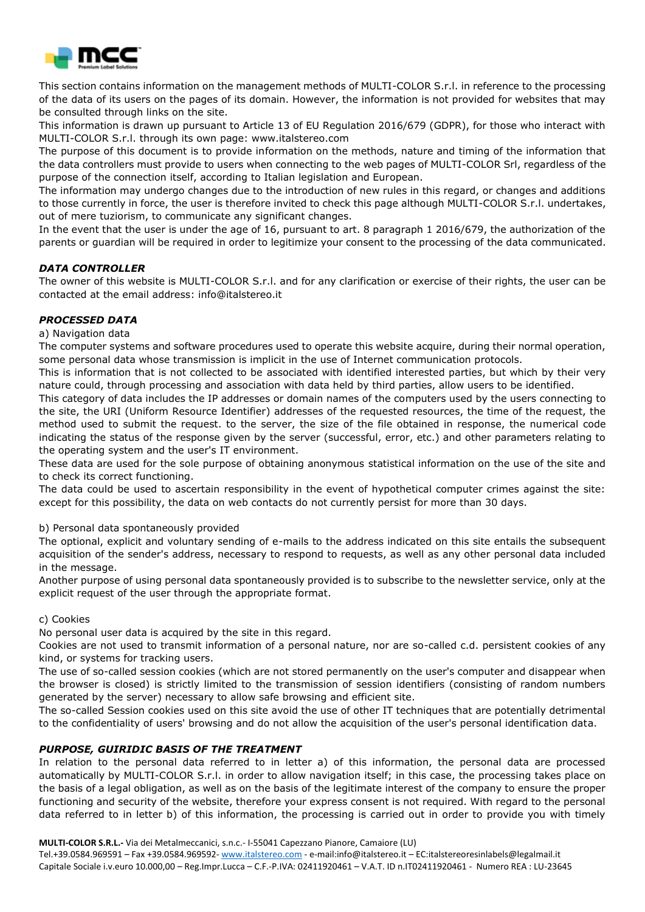This section contains information on the management methods of MULTI-COLOR S.r.l. in reference to the processing of the data of its users on the pages of its domain. However, the information is not provided for websites that may be consulted through links on the site.

This information is drawn up pursuant to Article 13 of EU Regulation 2016/679 (GDPR), for those who interact with MULTI-COLOR S.r.l. through its own page: www.italstereo.com

The purpose of this document is to provide information on the methods, nature and timing of the information that the data controllers must provide to users when connecting to the web pages of MULTI-COLOR Srl, regardless of the purpose of the connection itself, according to Italian legislation and European.

The information may undergo changes due to the introduction of new rules in this regard, or changes and additions to those currently in force, the user is therefore invited to check this page although MULTI-COLOR S.r.l. undertakes, out of mere tuziorism, to communicate any significant changes.

In the event that the user is under the age of 16, pursuant to art. 8 paragraph 1 2016/679, the authorization of the parents or guardian will be required in order to legitimize your consent to the processing of the data communicated.

### *DATA CONTROLLER*

The owner of this website is MULTI-COLOR S.r.l. and for any clarification or exercise of their rights, the user can be contacted at the email address: info@italstereo.it

### *PROCESSED DATA*

a) Navigation data

The computer systems and software procedures used to operate this website acquire, during their normal operation, some personal data whose transmission is implicit in the use of Internet communication protocols.

This is information that is not collected to be associated with identified interested parties, but which by their very nature could, through processing and association with data held by third parties, allow users to be identified.

This category of data includes the IP addresses or domain names of the computers used by the users connecting to the site, the URI (Uniform Resource Identifier) addresses of the requested resources, the time of the request, the method used to submit the request. to the server, the size of the file obtained in response, the numerical code indicating the status of the response given by the server (successful, error, etc.) and other parameters relating to the operating system and the user's IT environment.

These data are used for the sole purpose of obtaining anonymous statistical information on the use of the site and to check its correct functioning.

The data could be used to ascertain responsibility in the event of hypothetical computer crimes against the site: except for this possibility, the data on web contacts do not currently persist for more than 30 days.

b) Personal data spontaneously provided

The optional, explicit and voluntary sending of e-mails to the address indicated on this site entails the subsequent acquisition of the sender's address, necessary to respond to requests, as well as any other personal data included in the message.

Another purpose of using personal data spontaneously provided is to subscribe to the newsletter service, only at the explicit request of the user through the appropriate format.

c) Cookies

No personal user data is acquired by the site in this regard.

Cookies are not used to transmit information of a personal nature, nor are so-called c.d. persistent cookies of any kind, or systems for tracking users.

The use of so-called session cookies (which are not stored permanently on the user's computer and disappear when the browser is closed) is strictly limited to the transmission of session identifiers (consisting of random numbers generated by the server) necessary to allow safe browsing and efficient site.

The so-called Session cookies used on this site avoid the use of other IT techniques that are potentially detrimental to the confidentiality of users' browsing and do not allow the acquisition of the user's personal identification data.

### *PURPOSE, GUIRIDIC BASIS OF THE TREATMENT*

In relation to the personal data referred to in letter a) of this information, the personal data are processed automatically by MULTI-COLOR S.r.l. in order to allow navigation itself; in this case, the processing takes place on the basis of a legal obligation, as well as on the basis of the legitimate interest of the company to ensure the proper functioning and security of the website, therefore your express consent is not required. With regard to the personal data referred to in letter b) of this information, the processing is carried out in order to provide you with timely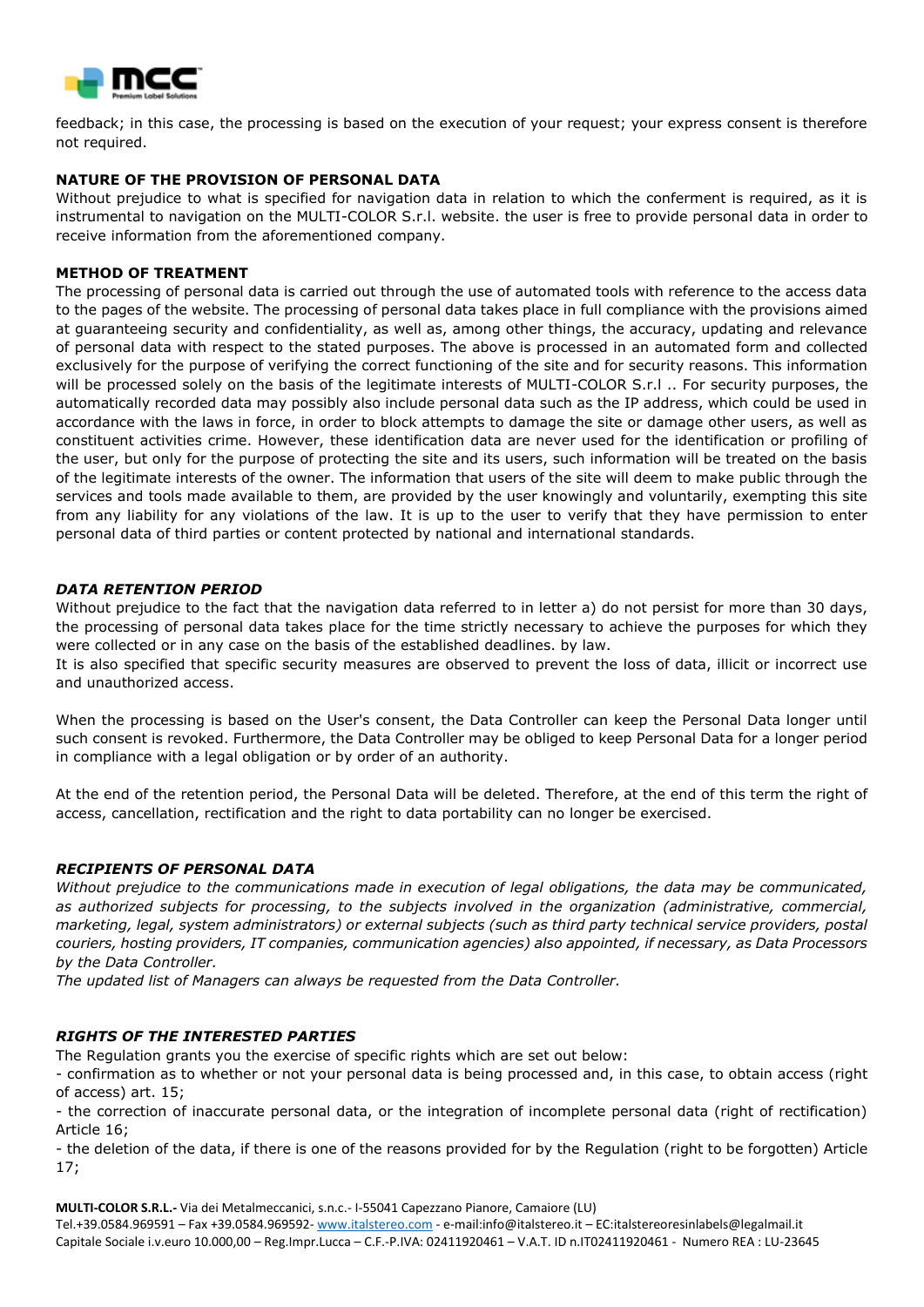feedback; in this case, the processing is based on the execution of your request; your express consent is therefore not required.

**NATURE OF THE PROVISION OF PERSONAL DATA**

Without prejudice to what is specified for navigation data in relation to which the conferment is required, as it is instrumental to navigation on the MULTI-COLOR S.r.l. website. the user is free to provide personal data in order to receive information from the aforementioned company.

**METHOD OF TREATMENT**

The processing of personal data is carried out through the use of automated tools with reference to the access data to the pages of the website. The processing of personal data takes place in full compliance with the provisions aimed at guaranteeing security and confidentiality, as well as, among other things, the accuracy, updating and relevance of personal data with respect to the stated purposes. The above is processed in an automated form and collected exclusively for the purpose of verifying the correct functioning of the site and for security reasons. This information will be processed solely on the basis of the legitimate interests of MULTI-COLOR S.r.l .. For security purposes, the automatically recorded data may possibly also include personal data such as the IP address, which could be used in accordance with the laws in force, in order to block attempts to damage the site or damage other users, as well as constituent activities crime. However, these identification data are never used for the identification or profiling of the user, but only for the purpose of protecting the site and its users, such information will be treated on the basis of the legitimate interests of the owner. The information that users of the site will deem to make public through the services and tools made available to them, are provided by the user knowingly and voluntarily, exempting this site from any liability for any violations of the law. It is up to the user to verify that they have permission to enter personal data of third parties or content protected by national and international standards.

***DATA RETENTION PERIOD***

Without prejudice to the fact that the navigation data referred to in letter a) do not persist for more than 30 days, the processing of personal data takes place for the time strictly necessary to achieve the purposes for which they were collected or in any case on the basis of the established deadlines. by law.

It is also specified that specific security measures are observed to prevent the loss of data, illicit or incorrect use and unauthorized access.

When the processing is based on the User's consent, the Data Controller can keep the Personal Data longer until such consent is revoked. Furthermore, the Data Controller may be obliged to keep Personal Data for a longer period in compliance with a legal obligation or by order of an authority.

At the end of the retention period, the Personal Data will be deleted. Therefore, at the end of this term the right of access, cancellation, rectification and the right to data portability can no longer be exercised.

***RECIPIENTS OF PERSONAL DATA***

*Without prejudice to the communications made in execution of legal obligations, the data may be communicated, as authorized subjects for processing, to the subjects involved in the organization (administrative, commercial, marketing, legal, system administrators) or external subjects (such as third party technical service providers, postal couriers, hosting providers, IT companies, communication agencies) also appointed, if necessary, as Data Processors by the Data Controller.*

*The updated list of Managers can always be requested from the Data Controller.*

***RIGHTS OF THE INTERESTED PARTIES***

The Regulation grants you the exercise of specific rights which are set out below:

- confirmation as to whether or not your personal data is being processed and, in this case, to obtain access (right of access) art. 15;
- the correction of inaccurate personal data, or the integration of incomplete personal data (right of rectification) Article 16;
- the deletion of the data, if there is one of the reasons provided for by the Regulation (right to be forgotten) Article 17;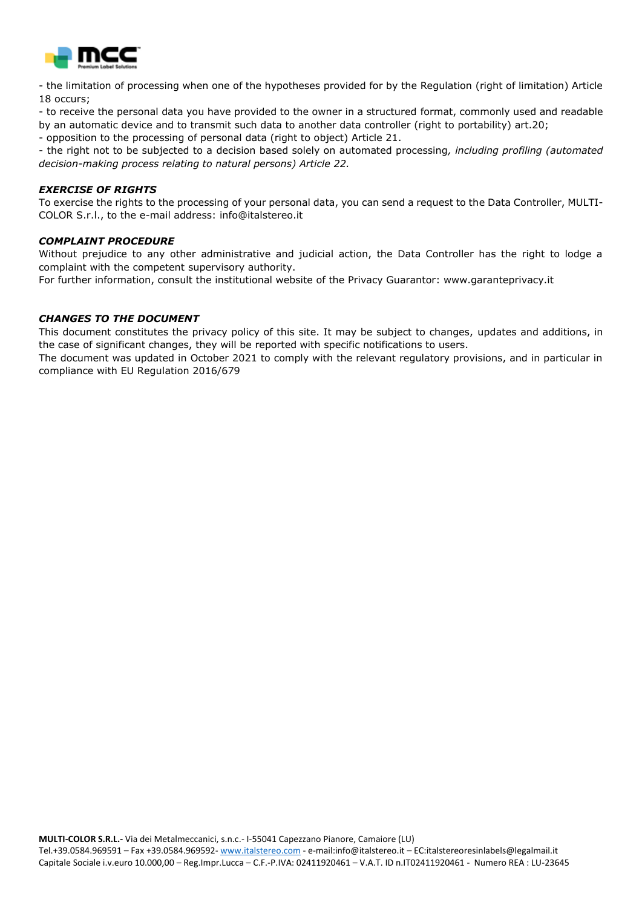- the limitation of processing when one of the hypotheses provided for by the Regulation (right of limitation) Article 18 occurs;
- to receive the personal data you have provided to the owner in a structured format, commonly used and readable by an automatic device and to transmit such data to another data controller (right to portability) art.20;
- opposition to the processing of personal data (right to object) Article 21.
- the right not to be subjected to a decision based solely on automated processing*, including profiling (automated decision-making process relating to natural persons) Article 22.*

***EXERCISE OF RIGHTS***

To exercise the rights to the processing of your personal data, you can send a request to the Data Controller, MULTI-COLOR S.r.l., to the e-mail address: info@italstereo.it

***COMPLAINT PROCEDURE***

Without prejudice to any other administrative and judicial action, the Data Controller has the right to lodge a complaint with the competent supervisory authority.
For further information, consult the institutional website of the Privacy Guarantor: www.garanteprivacy.it

***CHANGES TO THE DOCUMENT***

This document constitutes the privacy policy of this site. It may be subject to changes, updates and additions, in the case of significant changes, they will be reported with specific notifications to users.
The document was updated in October 2021 to comply with the relevant regulatory provisions, and in particular in compliance with EU Regulation 2016/679